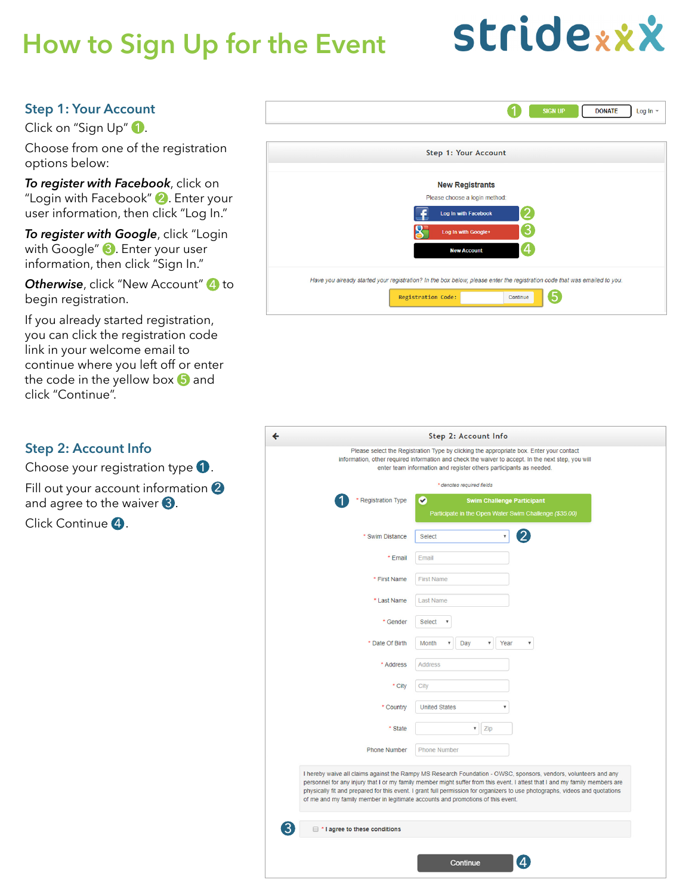# How to Sign Up for the Event

stride

## Step 1: Your Account

Click on "Sign Up" 1.

Choose from one of the registration options below:

***To register with Facebook***, click on "Login with Facebook" 2. Enter your user information, then click "Log In."

***To register with Google***, click "Login with Google" 3. Enter your user information, then click "Sign In."

***Otherwise***, click "New Account" 4 to begin registration.

If you already started registration, you can click the registration code link in your welcome email to continue where you left off or enter the code in the yellow box 5 and click "Continue".

1 SIGN UP DONATE Log In

Step 1: Your Account

New Registrants

Please choose a login method:

Log In with Facebook 2

Log In with Google+ 3

New Account 4

Have you already started your registration? In the box below, please enter the registration code that was emailed to you.

Registration Code: Continue 5

## Step 2: Account Info

Choose your registration type 1.

Fill out your account information 2 and agree to the waiver 3.

Click Continue 4.

Step 2: Account Info

Please select the Registration Type by clicking the appropriate box. Enter your contact information, other required information and check the waiver to accept. In the next step, you will enter team information and register others participants as needed.

\* denotes required fields

1 * Registration Type — Swim Challenge Participant — Participate in the Open Water Swim Challenge ($35.00)

\* Swim Distance: Select 2

\* Email: Email

\* First Name: First Name

\* Last Name: Last Name

\* Gender: Select

\* Date Of Birth: Month / Day / Year

\* Address: Address

\* City: City

\* Country: United States

\* State: Zip

Phone Number: Phone Number

I hereby waive all claims against the Rampy MS Research Foundation - OWSC, sponsors, vendors, volunteers and any personnel for any injury that I or my family member might suffer from this event. I attest that I and my family members are physically fit and prepared for this event. I grant full permission for organizers to use photographs, videos and quotations of me and my family member in legitimate accounts and promotions of this event.

3 * I agree to these conditions

Continue 4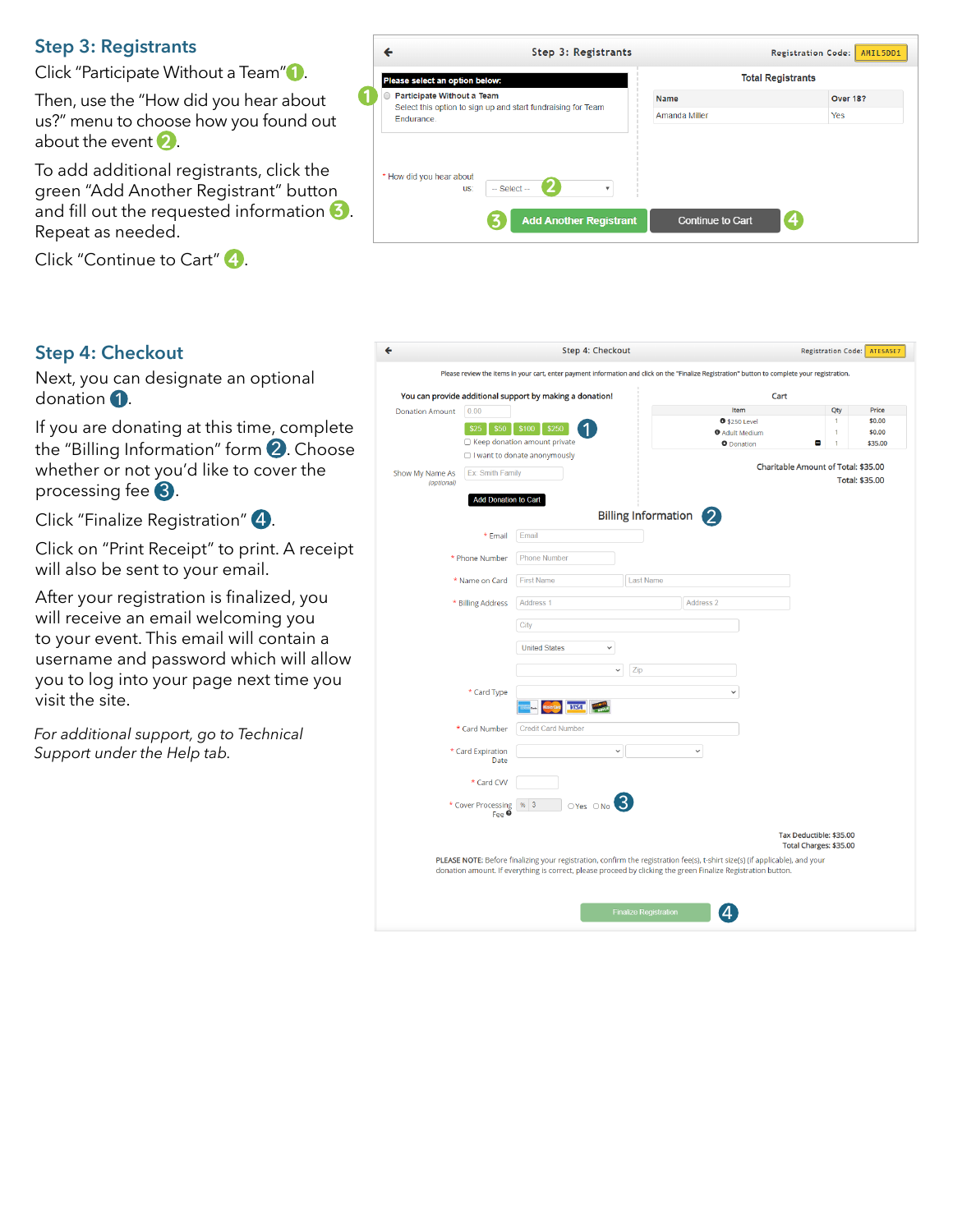## Step 3: Registrants

Click "Participate Without a Team" 1.

Then, use the "How did you hear about us?" menu to choose how you found out about the event 2.

To add additional registrants, click the green "Add Another Registrant" button and fill out the requested information 3. Repeat as needed.

Click "Continue to Cart" 4.

## Step 4: Checkout

Next, you can designate an optional donation 1.

If you are donating at this time, complete the "Billing Information" form 2. Choose whether or not you'd like to cover the processing fee 3.

Click "Finalize Registration" 4.

Click on "Print Receipt" to print. A receipt will also be sent to your email.

After your registration is finalized, you will receive an email welcoming you to your event. This email will contain a username and password which will allow you to log into your page next time you visit the site.

*For additional support, go to Technical Support under the Help tab.*